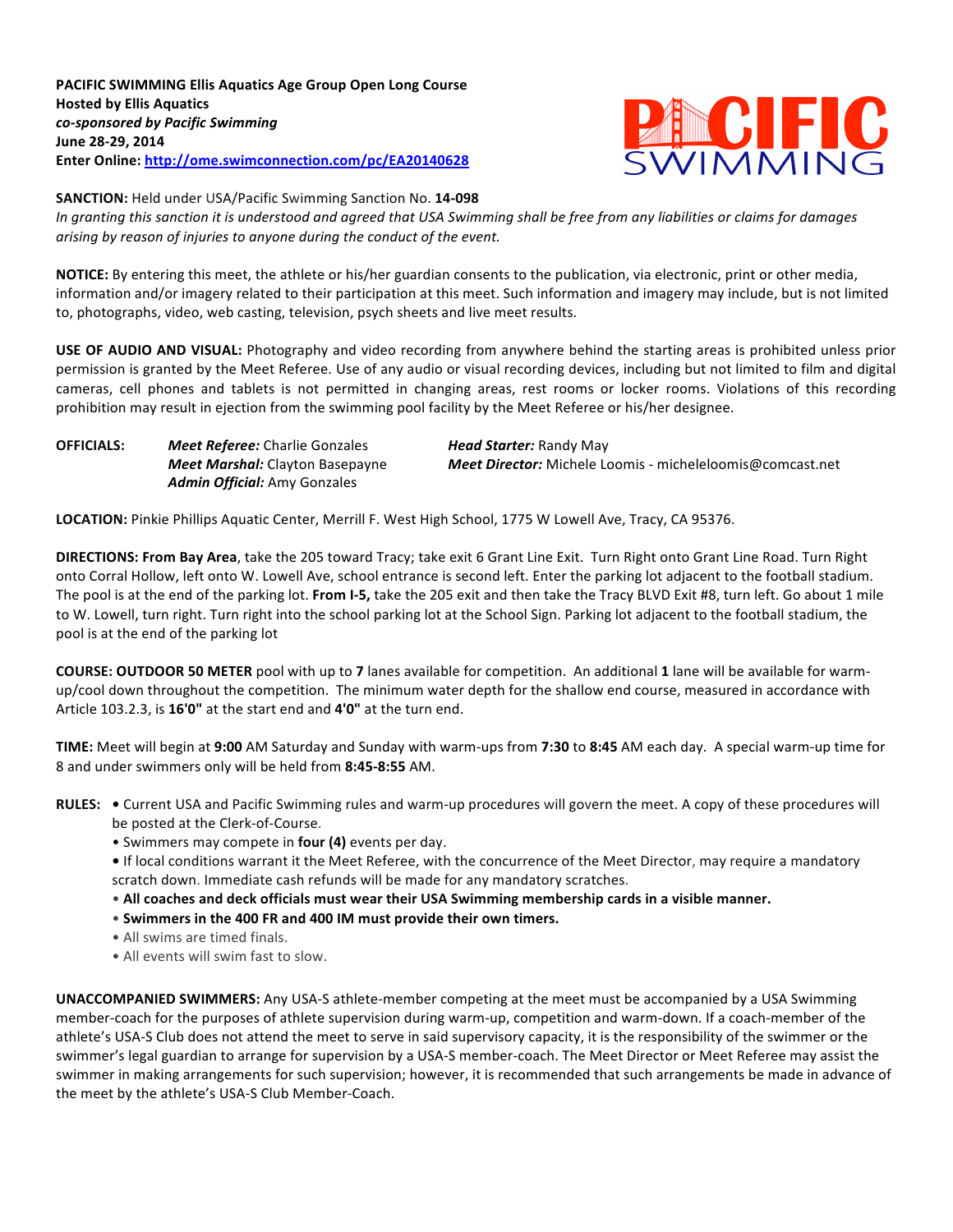**PACIFIC SWIMMING Ellis Aquatics Age Group Open Long Course**
**Hosted by Ellis Aquatics**
***co-sponsored by Pacific Swimming***
**June 28-29, 2014**
**Enter Online: [http://ome.swimconnection.com/pc/EA20140628](http://ome.swimconnection.com/pc/EA20140628)**

**SANCTION:** Held under USA/Pacific Swimming Sanction No. **14-098**
*In granting this sanction it is understood and agreed that USA Swimming shall be free from any liabilities or claims for damages arising by reason of injuries to anyone during the conduct of the event.*

**NOTICE:** By entering this meet, the athlete or his/her guardian consents to the publication, via electronic, print or other media, information and/or imagery related to their participation at this meet. Such information and imagery may include, but is not limited to, photographs, video, web casting, television, psych sheets and live meet results.

**USE OF AUDIO AND VISUAL:** Photography and video recording from anywhere behind the starting areas is prohibited unless prior permission is granted by the Meet Referee. Use of any audio or visual recording devices, including but not limited to film and digital cameras, cell phones and tablets is not permitted in changing areas, rest rooms or locker rooms. Violations of this recording prohibition may result in ejection from the swimming pool facility by the Meet Referee or his/her designee.

**OFFICIALS:**
- ***Meet Referee:*** Charlie Gonzales
- ***Head Starter:*** Randy May
- ***Meet Marshal:*** Clayton Basepayne
- ***Meet Director:*** Michele Loomis - micheleloomis@comcast.net
- ***Admin Official:*** Amy Gonzales

**LOCATION:** Pinkie Phillips Aquatic Center, Merrill F. West High School, 1775 W Lowell Ave, Tracy, CA 95376.

**DIRECTIONS: From Bay Area**, take the 205 toward Tracy; take exit 6 Grant Line Exit. Turn Right onto Grant Line Road. Turn Right onto Corral Hollow, left onto W. Lowell Ave, school entrance is second left. Enter the parking lot adjacent to the football stadium. The pool is at the end of the parking lot. **From I-5,** take the 205 exit and then take the Tracy BLVD Exit #8, turn left. Go about 1 mile to W. Lowell, turn right. Turn right into the school parking lot at the School Sign. Parking lot adjacent to the football stadium, the pool is at the end of the parking lot

**COURSE: OUTDOOR 50 METER** pool with up to **7** lanes available for competition. An additional **1** lane will be available for warm-up/cool down throughout the competition. The minimum water depth for the shallow end course, measured in accordance with Article 103.2.3, is **16'0"** at the start end and **4'0"** at the turn end.

**TIME:** Meet will begin at **9:00** AM Saturday and Sunday with warm-ups from **7:30** to **8:45** AM each day. A special warm-up time for 8 and under swimmers only will be held from **8:45-8:55** AM.

**RULES:**
- Current USA and Pacific Swimming rules and warm-up procedures will govern the meet. A copy of these procedures will be posted at the Clerk-of-Course.
- Swimmers may compete in **four (4)** events per day.
- If local conditions warrant it the Meet Referee, with the concurrence of the Meet Director, may require a mandatory scratch down. Immediate cash refunds will be made for any mandatory scratches.
- **All coaches and deck officials must wear their USA Swimming membership cards in a visible manner.**
- **Swimmers in the 400 FR and 400 IM must provide their own timers.**
- All swims are timed finals.
- All events will swim fast to slow.

**UNACCOMPANIED SWIMMERS:** Any USA-S athlete-member competing at the meet must be accompanied by a USA Swimming member-coach for the purposes of athlete supervision during warm-up, competition and warm-down. If a coach-member of the athlete's USA-S Club does not attend the meet to serve in said supervisory capacity, it is the responsibility of the swimmer or the swimmer's legal guardian to arrange for supervision by a USA-S member-coach. The Meet Director or Meet Referee may assist the swimmer in making arrangements for such supervision; however, it is recommended that such arrangements be made in advance of the meet by the athlete's USA-S Club Member-Coach.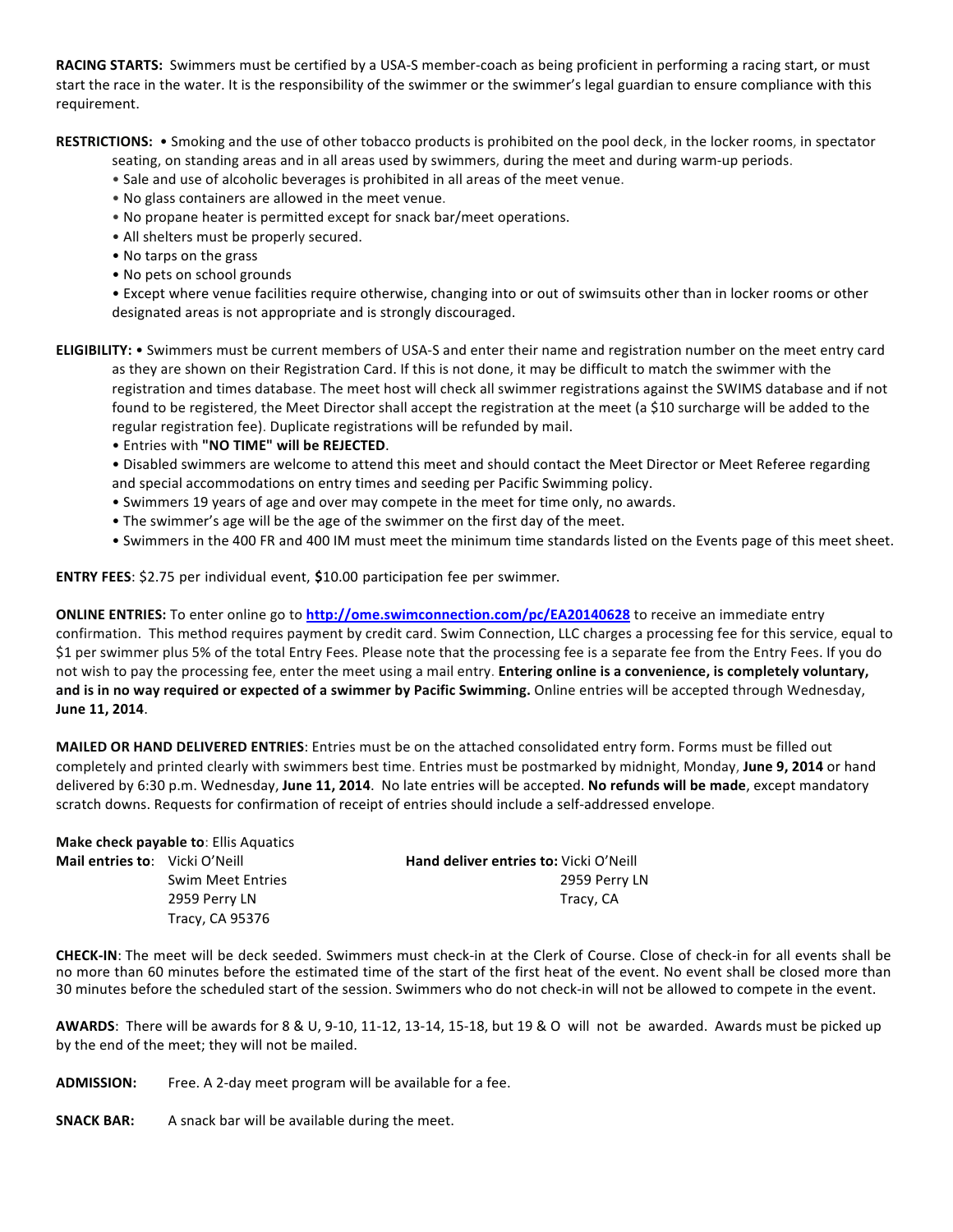**RACING STARTS:** Swimmers must be certified by a USA-S member-coach as being proficient in performing a racing start, or must start the race in the water. It is the responsibility of the swimmer or the swimmer's legal guardian to ensure compliance with this requirement.

**RESTRICTIONS:** • Smoking and the use of other tobacco products is prohibited on the pool deck, in the locker rooms, in spectator seating, on standing areas and in all areas used by swimmers, during the meet and during warm-up periods.

- Sale and use of alcoholic beverages is prohibited in all areas of the meet venue.
- No glass containers are allowed in the meet venue.
- No propane heater is permitted except for snack bar/meet operations.
- All shelters must be properly secured.
- No tarps on the grass
- No pets on school grounds
- Except where venue facilities require otherwise, changing into or out of swimsuits other than in locker rooms or other designated areas is not appropriate and is strongly discouraged.

**ELIGIBILITY:** • Swimmers must be current members of USA-S and enter their name and registration number on the meet entry card as they are shown on their Registration Card. If this is not done, it may be difficult to match the swimmer with the registration and times database. The meet host will check all swimmer registrations against the SWIMS database and if not found to be registered, the Meet Director shall accept the registration at the meet (a $10 surcharge will be added to the regular registration fee). Duplicate registrations will be refunded by mail.

- Entries with **"NO TIME" will be REJECTED**.
- Disabled swimmers are welcome to attend this meet and should contact the Meet Director or Meet Referee regarding and special accommodations on entry times and seeding per Pacific Swimming policy.
- Swimmers 19 years of age and over may compete in the meet for time only, no awards.
- The swimmer's age will be the age of the swimmer on the first day of the meet.
- Swimmers in the 400 FR and 400 IM must meet the minimum time standards listed on the Events page of this meet sheet.

**ENTRY FEES**: $2.75 per individual event, **$**10.00 participation fee per swimmer.

**ONLINE ENTRIES:** To enter online go to **http://ome.swimconnection.com/pc/EA20140628** to receive an immediate entry confirmation. This method requires payment by credit card. Swim Connection, LLC charges a processing fee for this service, equal to $1 per swimmer plus 5% of the total Entry Fees. Please note that the processing fee is a separate fee from the Entry Fees. If you do not wish to pay the processing fee, enter the meet using a mail entry. **Entering online is a convenience, is completely voluntary, and is in no way required or expected of a swimmer by Pacific Swimming.** Online entries will be accepted through Wednesday, **June 11, 2014**.

**MAILED OR HAND DELIVERED ENTRIES**: Entries must be on the attached consolidated entry form. Forms must be filled out completely and printed clearly with swimmers best time. Entries must be postmarked by midnight, Monday, **June 9, 2014** or hand delivered by 6:30 p.m. Wednesday, **June 11, 2014**. No late entries will be accepted. **No refunds will be made**, except mandatory scratch downs. Requests for confirmation of receipt of entries should include a self-addressed envelope.

**Make check payable to**: Ellis Aquatics

**Mail entries to**: Vicki O'Neill
Swim Meet Entries
2959 Perry LN
Tracy, CA 95376

**Hand deliver entries to:** Vicki O'Neill
2959 Perry LN
Tracy, CA

**CHECK-IN**: The meet will be deck seeded. Swimmers must check-in at the Clerk of Course. Close of check-in for all events shall be no more than 60 minutes before the estimated time of the start of the first heat of the event. No event shall be closed more than 30 minutes before the scheduled start of the session. Swimmers who do not check-in will not be allowed to compete in the event.

**AWARDS**: There will be awards for 8 & U, 9-10, 11-12, 13-14, 15-18, but 19 & O will not be awarded. Awards must be picked up by the end of the meet; they will not be mailed.

**ADMISSION:** Free. A 2-day meet program will be available for a fee.

**SNACK BAR:** A snack bar will be available during the meet.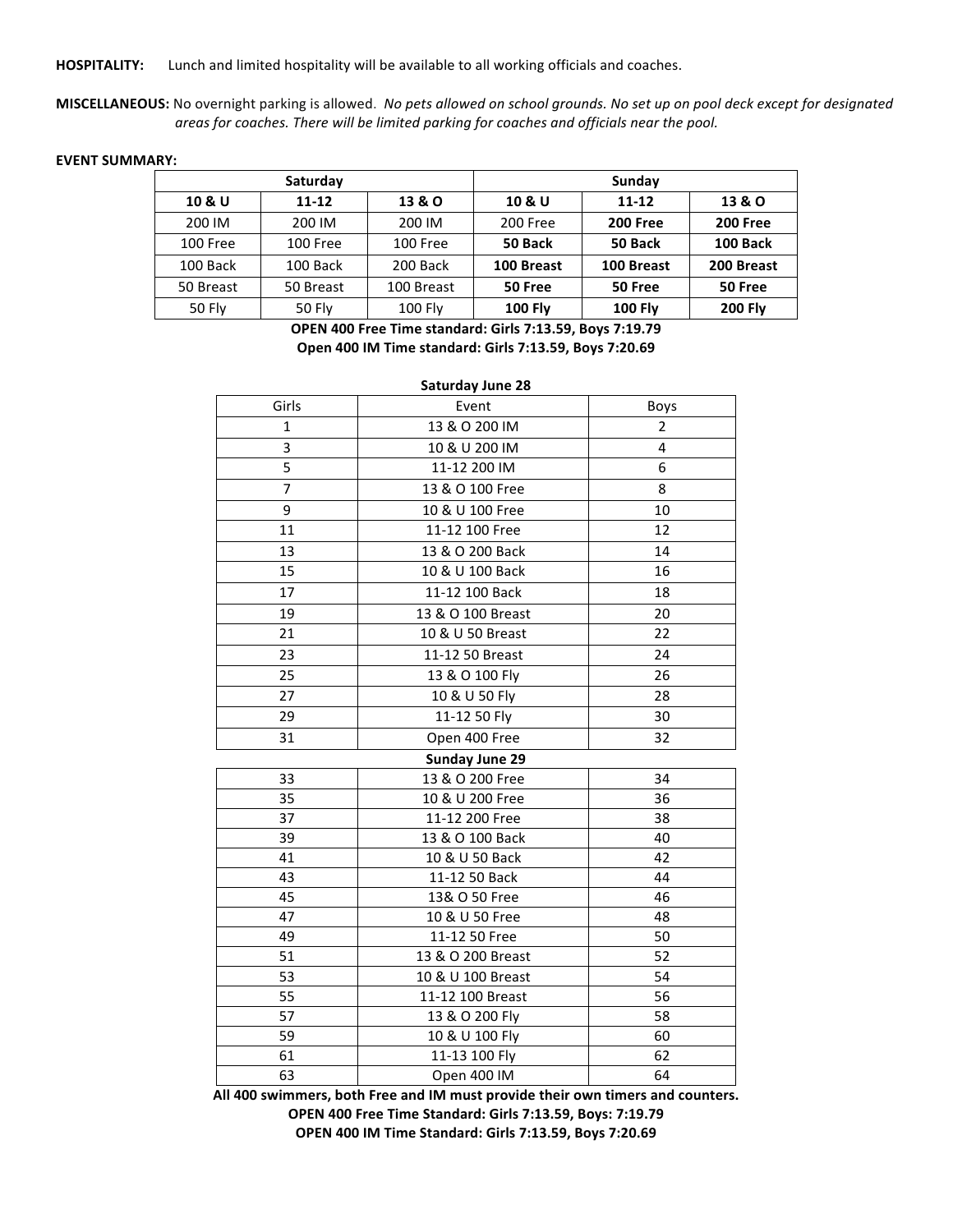**HOSPITALITY:** Lunch and limited hospitality will be available to all working officials and coaches.

**MISCELLANEOUS:** No overnight parking is allowed. *No pets allowed on school grounds. No set up on pool deck except for designated areas for coaches. There will be limited parking for coaches and officials near the pool.*

**EVENT SUMMARY:**

| **Saturday** | | | **Sunday** | | |
|---|---|---|---|---|---|
| **10 & U** | **11-12** | **13 & O** | **10 & U** | **11-12** | **13 & O** |
| 200 IM | 200 IM | 200 IM | 200 Free | **200 Free** | **200 Free** |
| 100 Free | 100 Free | 100 Free | **50 Back** | **50 Back** | **100 Back** |
| 100 Back | 100 Back | 200 Back | **100 Breast** | **100 Breast** | **200 Breast** |
| 50 Breast | 50 Breast | 100 Breast | **50 Free** | **50 Free** | **50 Free** |
| 50 Fly | 50 Fly | 100 Fly | **100 Fly** | **100 Fly** | **200 Fly** |

**OPEN 400 Free Time standard: Girls 7:13.59, Boys 7:19.79**
**Open 400 IM Time standard: Girls 7:13.59, Boys 7:20.69**

| Girls | Event | Boys |
|---|---|---|
| | **Saturday June 28** | |
| 1 | 13 & O 200 IM | 2 |
| 3 | 10 & U 200 IM | 4 |
| 5 | 11-12 200 IM | 6 |
| 7 | 13 & O 100 Free | 8 |
| 9 | 10 & U 100 Free | 10 |
| 11 | 11-12 100 Free | 12 |
| 13 | 13 & O 200 Back | 14 |
| 15 | 10 & U 100 Back | 16 |
| 17 | 11-12 100 Back | 18 |
| 19 | 13 & O 100 Breast | 20 |
| 21 | 10 & U 50 Breast | 22 |
| 23 | 11-12 50 Breast | 24 |
| 25 | 13 & O 100 Fly | 26 |
| 27 | 10 & U 50 Fly | 28 |
| 29 | 11-12 50 Fly | 30 |
| 31 | Open 400 Free | 32 |
| | **Sunday June 29** | |
| 33 | 13 & O 200 Free | 34 |
| 35 | 10 & U 200 Free | 36 |
| 37 | 11-12 200 Free | 38 |
| 39 | 13 & O 100 Back | 40 |
| 41 | 10 & U 50 Back | 42 |
| 43 | 11-12 50 Back | 44 |
| 45 | 13& O 50 Free | 46 |
| 47 | 10 & U 50 Free | 48 |
| 49 | 11-12 50 Free | 50 |
| 51 | 13 & O 200 Breast | 52 |
| 53 | 10 & U 100 Breast | 54 |
| 55 | 11-12 100 Breast | 56 |
| 57 | 13 & O 200 Fly | 58 |
| 59 | 10 & U 100 Fly | 60 |
| 61 | 11-13 100 Fly | 62 |
| 63 | Open 400 IM | 64 |

**All 400 swimmers, both Free and IM must provide their own timers and counters.**
**OPEN 400 Free Time Standard: Girls 7:13.59, Boys: 7:19.79**
**OPEN 400 IM Time Standard: Girls 7:13.59, Boys 7:20.69**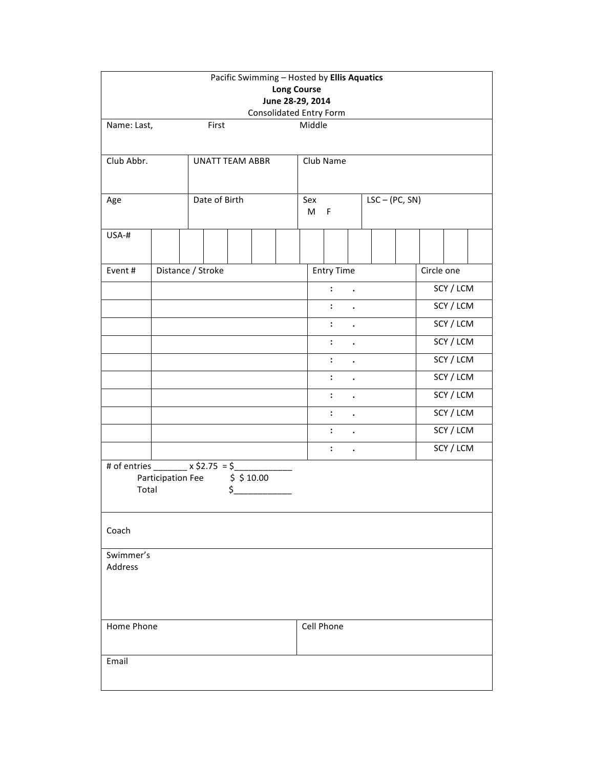Pacific Swimming – Hosted by **Ellis Aquatics**

**Long Course**

**June 28-29, 2014**

Consolidated Entry Form

| | | | |
|---|---|---|---|
| Name: Last, First Middle | | | |
| Club Abbr. | UNATT TEAM ABBR | Club Name | |
| Age | Date of Birth | Sex M F | LSC – (PC, SN) |

| USA-# | | | | | | | | | | | | | | |
|---|---|---|---|---|---|---|---|---|---|---|---|---|---|---|

| Event # | Distance / Stroke | Entry Time | Circle one |
|---|---|---|---|
| | | : . | SCY / LCM |
| | | : . | SCY / LCM |
| | | : . | SCY / LCM |
| | | : . | SCY / LCM |
| | | : . | SCY / LCM |
| | | : . | SCY / LCM |
| | | : . | SCY / LCM |
| | | : . | SCY / LCM |
| | | : . | SCY / LCM |
| | | : . | SCY / LCM |

# of entries _______ x $2.75 = $____________

Participation Fee $ $ 10.00

Total $____________

| | |
|---|---|
| Coach | |
| Swimmer's Address | |
| Home Phone | Cell Phone |
| Email | |